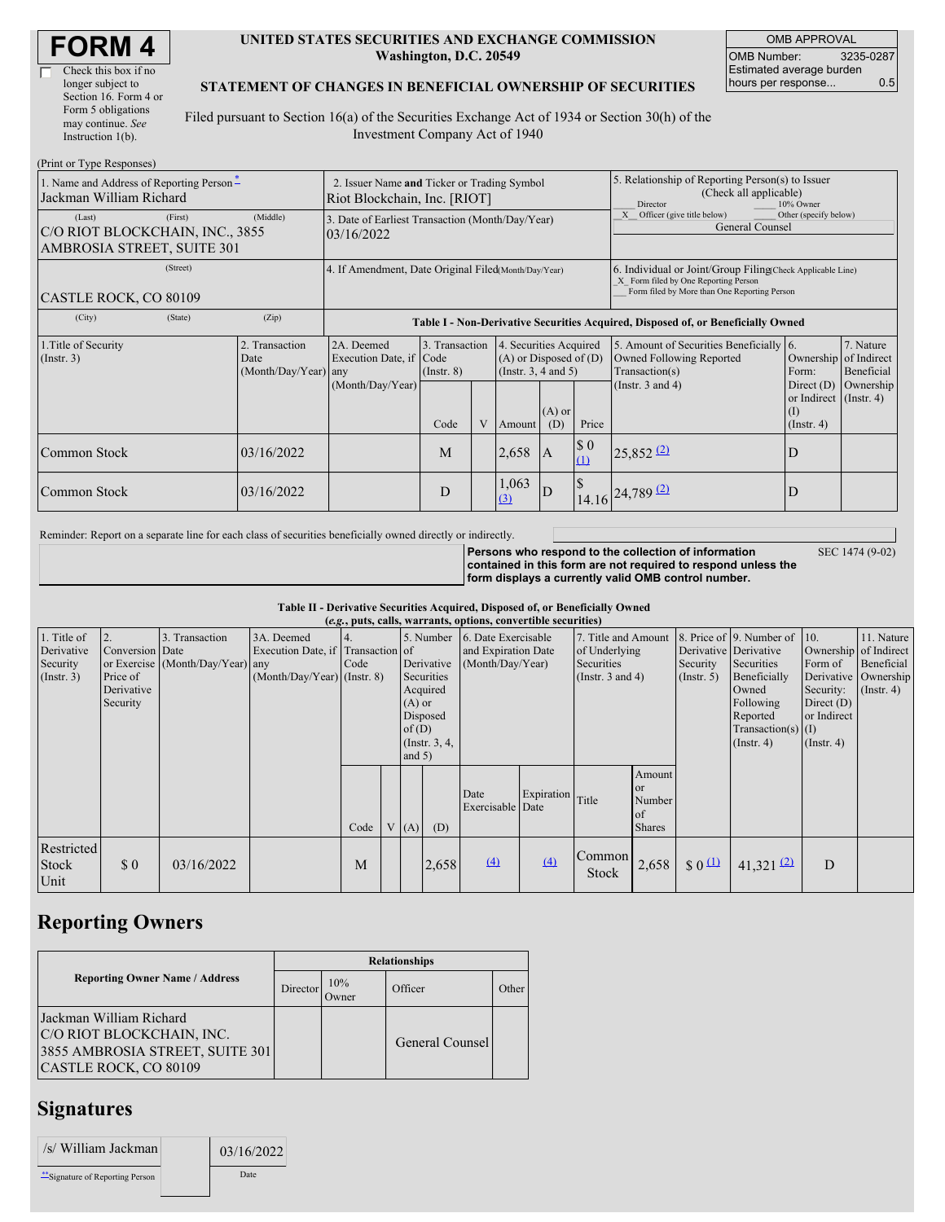# FORM 4

☐ Check this box if no longer subject to Section 16. Form 4 or Form 5 obligations may continue. *See* Instruction 1(b).

**UNITED STATES SECURITIES AND EXCHANGE COMMISSION**
**Washington, D.C. 20549**

**STATEMENT OF CHANGES IN BENEFICIAL OWNERSHIP OF SECURITIES**

Filed pursuant to Section 16(a) of the Securities Exchange Act of 1934 or Section 30(h) of the Investment Company Act of 1940

| OMB APPROVAL | |
|---|---|
| OMB Number: | 3235-0287 |
| Estimated average burden hours per response... | 0.5 |

(Print or Type Responses)

| 1. Name and Address of Reporting Person * | 2. Issuer Name and Ticker or Trading Symbol | 5. Relationship of Reporting Person(s) to Issuer (Check all applicable) |
|---|---|---|
| Jackman William Richard | Riot Blockchain, Inc. [RIOT] | ___ Director ___ 10% Owner _X_ Officer (give title below) ___ Other (specify below) |
| (Last) (First) (Middle) C/O RIOT BLOCKCHAIN, INC., 3855 AMBROSIA STREET, SUITE 301 | 3. Date of Earliest Transaction (Month/Day/Year) 03/16/2022 | General Counsel |
| (Street) CASTLE ROCK, CO 80109 | 4. If Amendment, Date Original Filed (Month/Day/Year) | 6. Individual or Joint/Group Filing (Check Applicable Line) _X_ Form filed by One Reporting Person ___ Form filed by More than One Reporting Person |
| (City) (State) (Zip) | | |

**Table I - Non-Derivative Securities Acquired, Disposed of, or Beneficially Owned**

| 1.Title of Security (Instr. 3) | 2. Transaction Date (Month/Day/Year) | 2A. Deemed Execution Date, if any (Month/Day/Year) | 3. Transaction Code (Instr. 8) Code | V | 4. Securities Acquired (A) or Disposed of (D) (Instr. 3, 4 and 5) Amount | (A) or (D) | Price | 5. Amount of Securities Beneficially Owned Following Reported Transaction(s) (Instr. 3 and 4) | 6. Ownership Form: Direct (D) or Indirect (I) (Instr. 4) | 7. Nature of Indirect Beneficial Ownership (Instr. 4) |
|---|---|---|---|---|---|---|---|---|---|---|
| Common Stock | 03/16/2022 | | M | | 2,658 | A | $ 0 (1) | 25,852 (2) | D | |
| Common Stock | 03/16/2022 | | D | | 1,063 (3) | D | $ 14.16 | 24,789 (2) | D | |

Reminder: Report on a separate line for each class of securities beneficially owned directly or indirectly.

**Persons who respond to the collection of information contained in this form are not required to respond unless the form displays a currently valid OMB control number.** SEC 1474 (9-02)

**Table II - Derivative Securities Acquired, Disposed of, or Beneficially Owned**
**(*e.g.*, puts, calls, warrants, options, convertible securities)**

| 1. Title of Derivative Security (Instr. 3) | 2. Conversion or Exercise Price of Derivative Security | 3. Transaction Date (Month/Day/Year) | 3A. Deemed Execution Date, if any (Month/Day/Year) | 4. Transaction Code (Instr. 8) Code | V | 5. Number of Derivative Securities Acquired (A) or Disposed of (D) (Instr. 3, 4, and 5) (A) | (D) | 6. Date Exercisable and Expiration Date (Month/Day/Year) Date Exercisable | Expiration Date | 7. Title and Amount of Underlying Securities (Instr. 3 and 4) Title | Amount or Number of Shares | 8. Price of Derivative Security (Instr. 5) | 9. Number of Derivative Securities Beneficially Owned Following Reported Transaction(s) (Instr. 4) | 10. Ownership Form of Derivative Security: Direct (D) or Indirect (I) (Instr. 4) | 11. Nature of Indirect Beneficial Ownership (Instr. 4) |
|---|---|---|---|---|---|---|---|---|---|---|---|---|---|---|---|
| Restricted Stock Unit | $ 0 | 03/16/2022 | | M | | | 2,658 | (4) | (4) | Common Stock | 2,658 | $ 0 (1) | 41,321 (2) | D | |

## Reporting Owners

| Reporting Owner Name / Address | Director | 10% Owner | Officer | Other |
|---|---|---|---|---|
| Jackman William Richard C/O RIOT BLOCKCHAIN, INC. 3855 AMBROSIA STREET, SUITE 301 CASTLE ROCK, CO 80109 | | | General Counsel | |

## Signatures

| /s/ William Jackman | 03/16/2022 |
|---|---|
| ** Signature of Reporting Person | Date |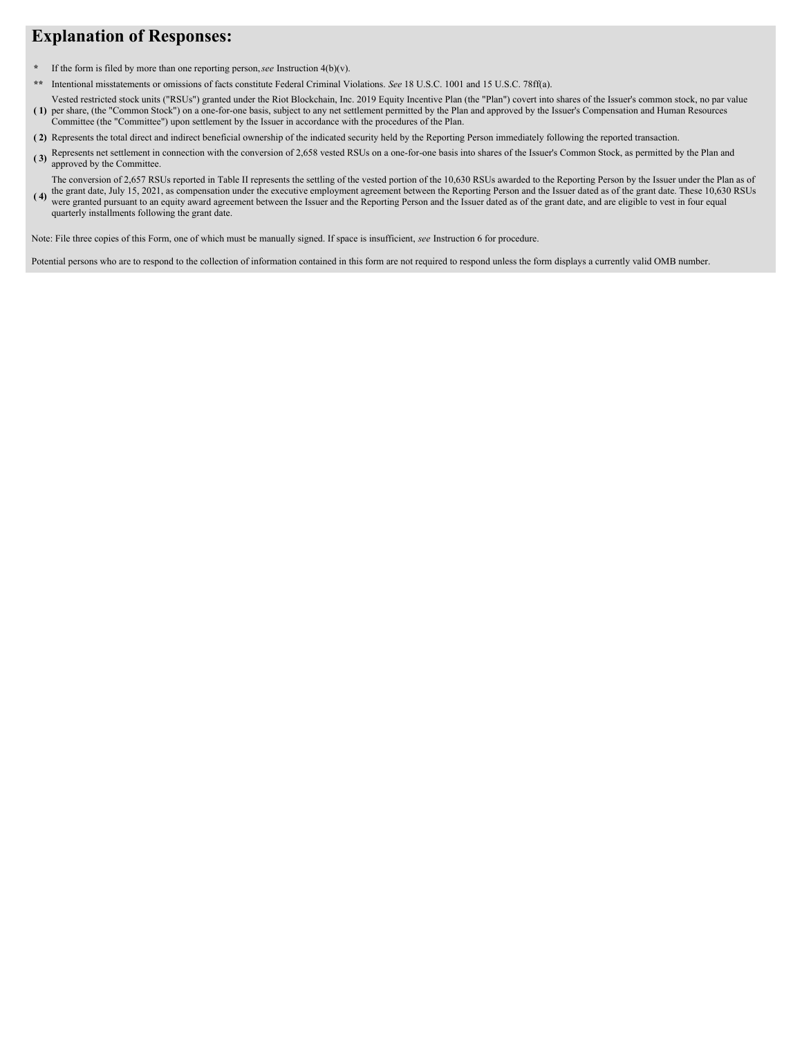# Explanation of Responses:

\* If the form is filed by more than one reporting person, *see* Instruction 4(b)(v).

\*\* Intentional misstatements or omissions of facts constitute Federal Criminal Violations. *See* 18 U.S.C. 1001 and 15 U.S.C. 78ff(a).

**( 1)** Vested restricted stock units ("RSUs") granted under the Riot Blockchain, Inc. 2019 Equity Incentive Plan (the "Plan") covert into shares of the Issuer's common stock, no par value per share, (the "Common Stock") on a one-for-one basis, subject to any net settlement permitted by the Plan and approved by the Issuer's Compensation and Human Resources Committee (the "Committee") upon settlement by the Issuer in accordance with the procedures of the Plan.

**( 2)** Represents the total direct and indirect beneficial ownership of the indicated security held by the Reporting Person immediately following the reported transaction.

**( 3)** Represents net settlement in connection with the conversion of 2,658 vested RSUs on a one-for-one basis into shares of the Issuer's Common Stock, as permitted by the Plan and approved by the Committee.

**( 4)** The conversion of 2,657 RSUs reported in Table II represents the settling of the vested portion of the 10,630 RSUs awarded to the Reporting Person by the Issuer under the Plan as of the grant date, July 15, 2021, as compensation under the executive employment agreement between the Reporting Person and the Issuer dated as of the grant date. These 10,630 RSUs were granted pursuant to an equity award agreement between the Issuer and the Reporting Person and the Issuer dated as of the grant date, and are eligible to vest in four equal quarterly installments following the grant date.

Note: File three copies of this Form, one of which must be manually signed. If space is insufficient, *see* Instruction 6 for procedure.

Potential persons who are to respond to the collection of information contained in this form are not required to respond unless the form displays a currently valid OMB number.